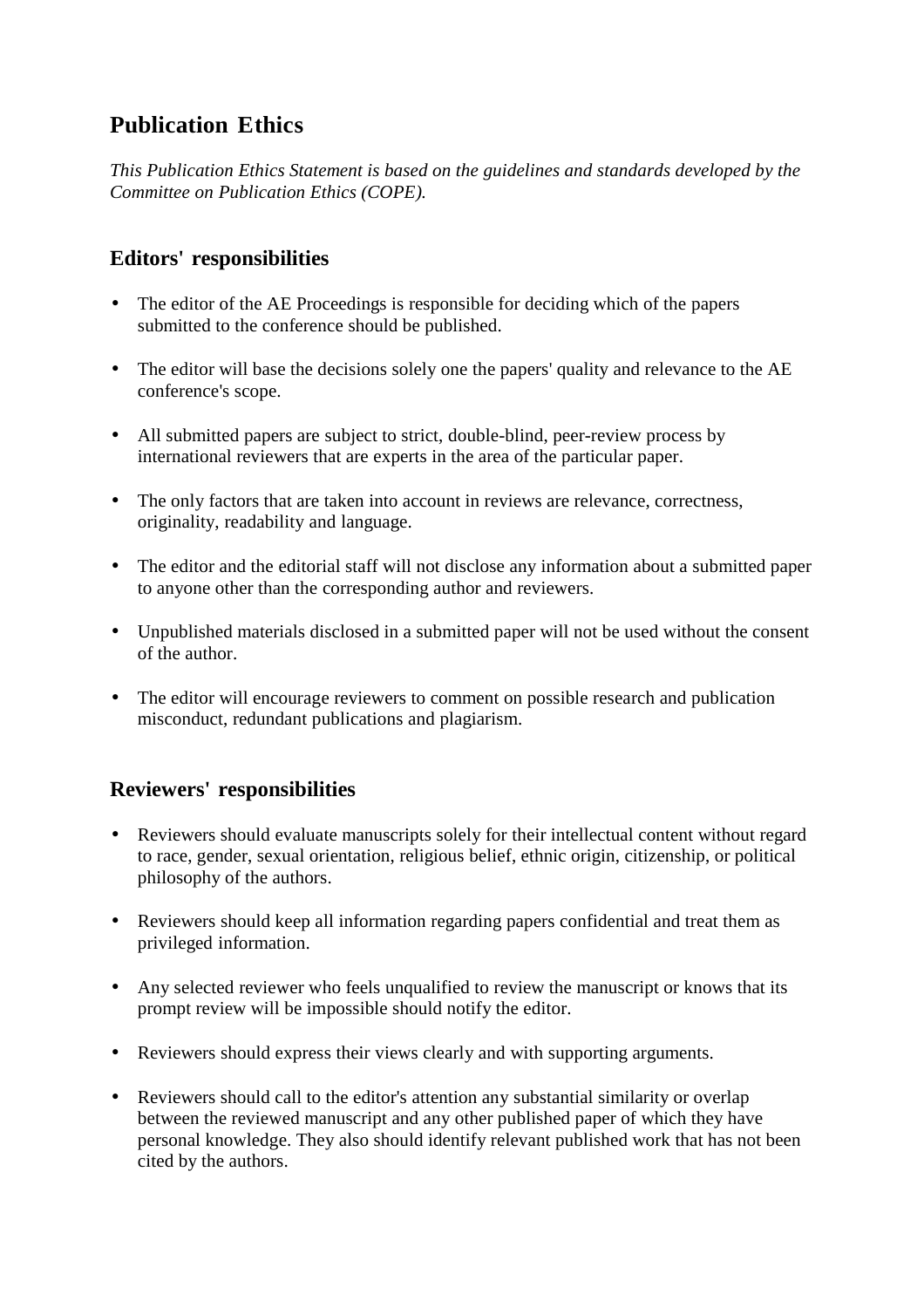# Publication Ethics

*This Publication Ethics Statement is based on the guidelines and standards developed by the Committee on Publication Ethics (COPE).*

## Editors' responsibilities

- The editor of the AE Proceedings is responsible for deciding which of the papers submitted to the conference should be published.
- The editor will base the decisions solely one the papers' quality and relevance to the AE conference's scope.
- All submitted papers are subject to strict, double-blind, peer-review process by international reviewers that are experts in the area of the particular paper.
- The only factors that are taken into account in reviews are relevance, correctness, originality, readability and language.
- The editor and the editorial staff will not disclose any information about a submitted paper to anyone other than the corresponding author and reviewers.
- Unpublished materials disclosed in a submitted paper will not be used without the consent of the author.
- The editor will encourage reviewers to comment on possible research and publication misconduct, redundant publications and plagiarism.

## Reviewers' responsibilities

- Reviewers should evaluate manuscripts solely for their intellectual content without regard to race, gender, sexual orientation, religious belief, ethnic origin, citizenship, or political philosophy of the authors.
- Reviewers should keep all information regarding papers confidential and treat them as privileged information.
- Any selected reviewer who feels unqualified to review the manuscript or knows that its prompt review will be impossible should notify the editor.
- Reviewers should express their views clearly and with supporting arguments.
- Reviewers should call to the editor's attention any substantial similarity or overlap between the reviewed manuscript and any other published paper of which they have personal knowledge. They also should identify relevant published work that has not been cited by the authors.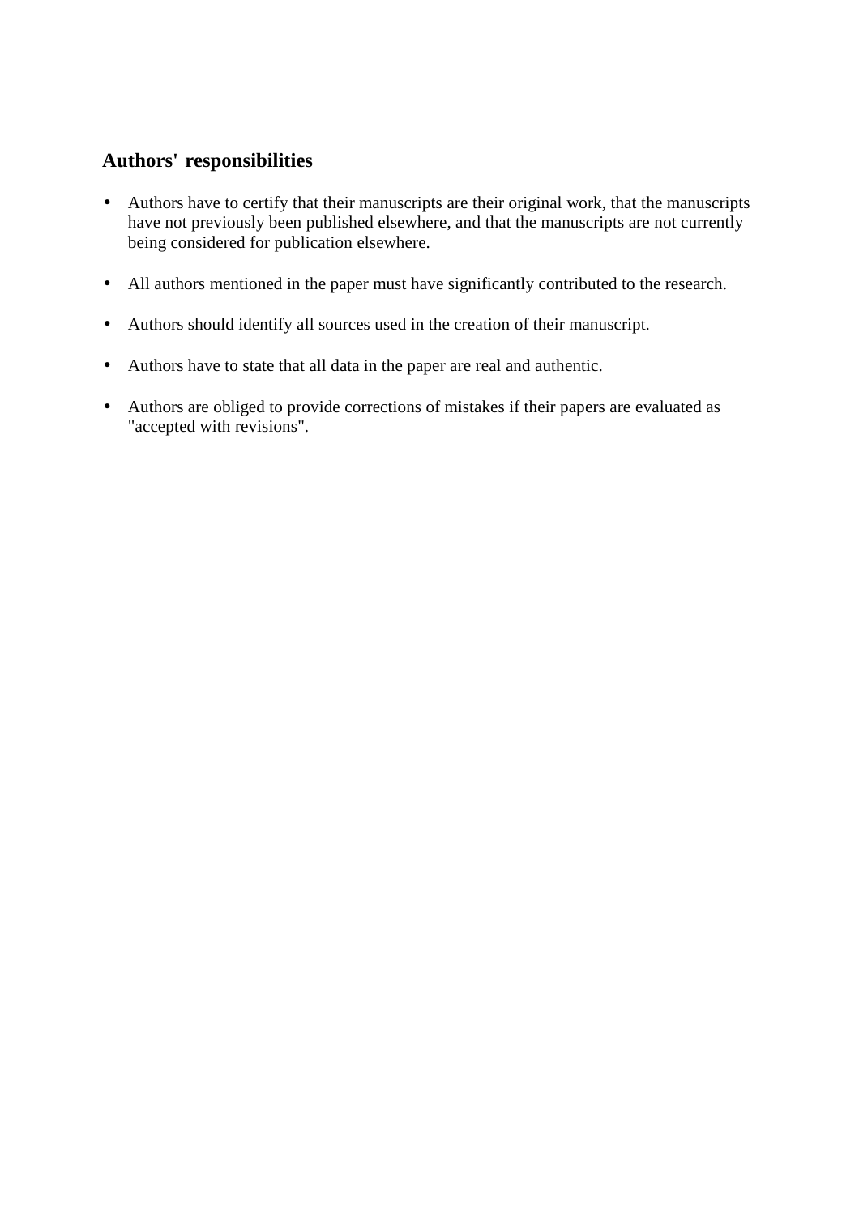### Authors' responsibilities

- Authors have to certify that their manuscripts are their original work, that the manuscripts have not previously been published elsewhere, and that the manuscripts are not currently being considered for publication elsewhere.

- All authors mentioned in the paper must have significantly contributed to the research.

- Authors should identify all sources used in the creation of their manuscript.

- Authors have to state that all data in the paper are real and authentic.

- Authors are obliged to provide corrections of mistakes if their papers are evaluated as "accepted with revisions".